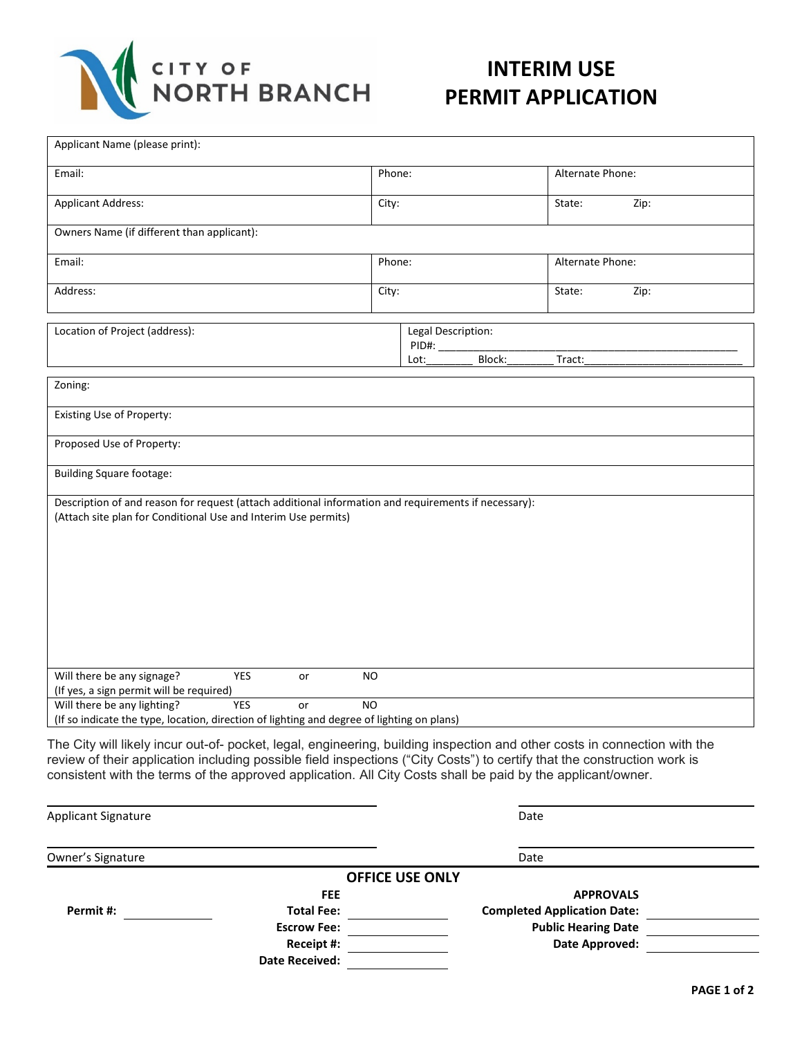CITY OF NORTH BRANCH

# INTERIM USE PERMIT APPLICATION

| Applicant Name (please print): | | |
|---|---|---|
| Email: | Phone: | Alternate Phone: |
| Applicant Address: | City: | State: Zip: |
| Owners Name (if different than applicant): | | |
| Email: | Phone: | Alternate Phone: |
| Address: | City: | State: Zip: |

| Location of Project (address): | Legal Description: PID#: ________ Lot:________ Block:________ Tract:________ |
|---|---|

| Zoning: |
|---|
| Existing Use of Property: |
| Proposed Use of Property: |
| Building Square footage: |
| Description of and reason for request (attach additional information and requirements if necessary): (Attach site plan for Conditional Use and Interim Use permits) |
| Will there be any signage? YES or NO (If yes, a sign permit will be required) |
| Will there be any lighting? YES or NO (If so indicate the type, location, direction of lighting and degree of lighting on plans) |

The City will likely incur out-of- pocket, legal, engineering, building inspection and other costs in connection with the review of their application including possible field inspections ("City Costs") to certify that the construction work is consistent with the terms of the approved application. All City Costs shall be paid by the applicant/owner.

Applicant Signature ____________________ Date ____________

Owner's Signature ____________________ Date ____________

## OFFICE USE ONLY

| | FEE | APPROVALS |
|---|---|---|
| **Permit #:** ________ | **Total Fee:** ________ | **Completed Application Date:** ________ |
| | **Escrow Fee:** ________ | **Public Hearing Date** ________ |
| | **Receipt #:** ________ | **Date Approved:** ________ |
| | **Date Received:** ________ | |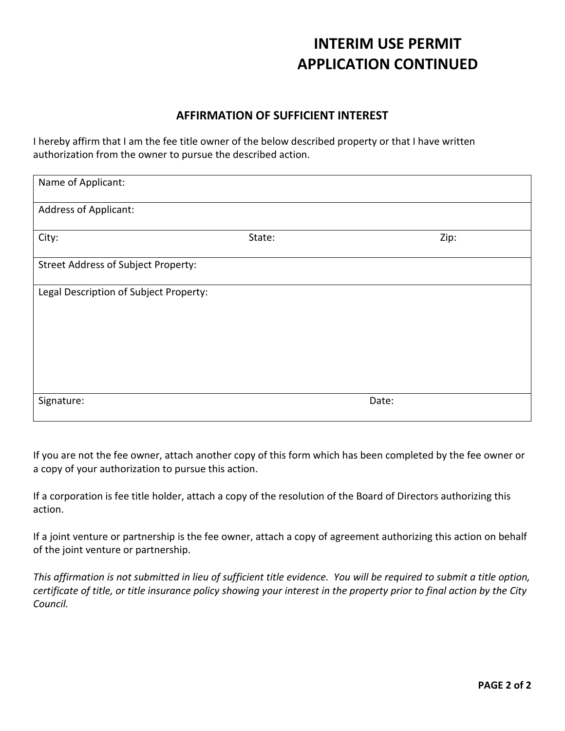# INTERIM USE PERMIT APPLICATION CONTINUED

## AFFIRMATION OF SUFFICIENT INTEREST

I hereby affirm that I am the fee title owner of the below described property or that I have written authorization from the owner to pursue the described action.

| | | |
|---|---|---|
| Name of Applicant: | | |
| Address of Applicant: | | |
| City: | State: | Zip: |
| Street Address of Subject Property: | | |
| Legal Description of Subject Property: | | |
| Signature: | | Date: |

If you are not the fee owner, attach another copy of this form which has been completed by the fee owner or a copy of your authorization to pursue this action.

If a corporation is fee title holder, attach a copy of the resolution of the Board of Directors authorizing this action.

If a joint venture or partnership is the fee owner, attach a copy of agreement authorizing this action on behalf of the joint venture or partnership.

*This affirmation is not submitted in lieu of sufficient title evidence. You will be required to submit a title option, certificate of title, or title insurance policy showing your interest in the property prior to final action by the City Council.*